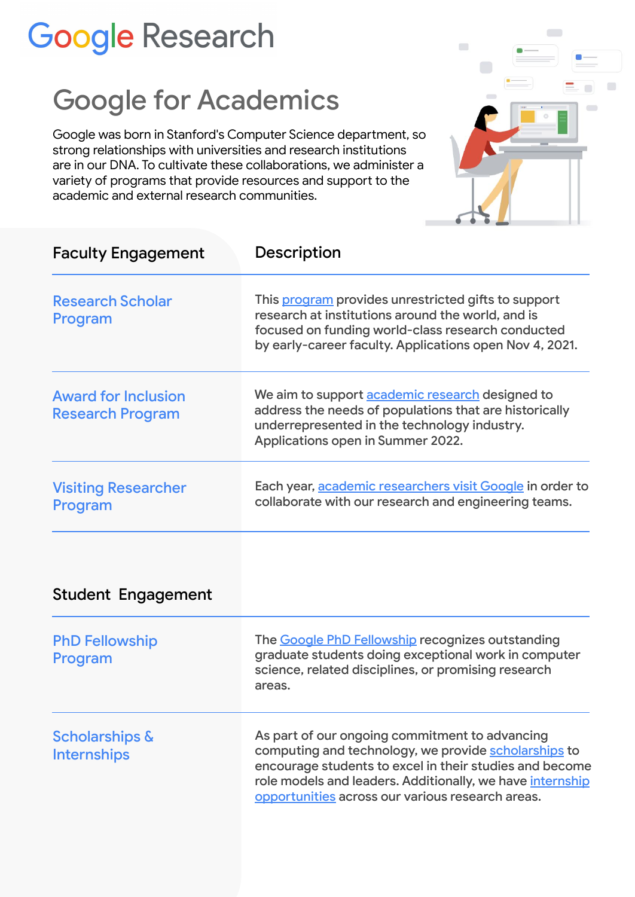# Google Research

## Google for Academics

Google was born in Stanford's Computer Science department, so strong relationships with universities and research institutions are in our DNA. To cultivate these collaborations, we administer a variety of programs that provide resources and support to the academic and external research communities.

| Faculty Engagement | Description |
| --- | --- |
| Research Scholar Program | This program provides unrestricted gifts to support research at institutions around the world, and is focused on funding world-class research conducted by early-career faculty. Applications open Nov 4, 2021. |
| Award for Inclusion Research Program | We aim to support academic research designed to address the needs of populations that are historically underrepresented in the technology industry. Applications open in Summer 2022. |
| Visiting Researcher Program | Each year, academic researchers visit Google in order to collaborate with our research and engineering teams. |

| Student Engagement | |
| --- | --- |
| PhD Fellowship Program | The Google PhD Fellowship recognizes outstanding graduate students doing exceptional work in computer science, related disciplines, or promising research areas. |
| Scholarships & Internships | As part of our ongoing commitment to advancing computing and technology, we provide scholarships to encourage students to excel in their studies and become role models and leaders. Additionally, we have internship opportunities across our various research areas. |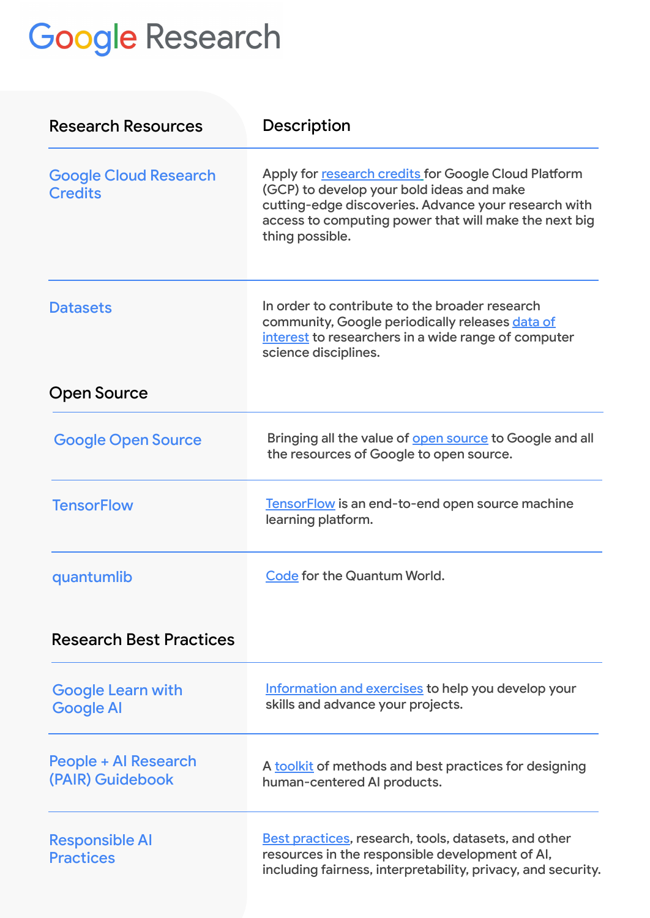# Google Research

| Research Resources | Description |
| --- | --- |
| Google Cloud Research Credits | Apply for research credits for Google Cloud Platform (GCP) to develop your bold ideas and make cutting-edge discoveries. Advance your research with access to computing power that will make the next big thing possible. |
| Datasets | In order to contribute to the broader research community, Google periodically releases data of interest to researchers in a wide range of computer science disciplines. |

## Open Source

| | |
| --- | --- |
| Google Open Source | Bringing all the value of open source to Google and all the resources of Google to open source. |
| TensorFlow | TensorFlow is an end-to-end open source machine learning platform. |
| quantumlib | Code for the Quantum World. |

## Research Best Practices

| | |
| --- | --- |
| Google Learn with Google AI | Information and exercises to help you develop your skills and advance your projects. |
| People + AI Research (PAIR) Guidebook | A toolkit of methods and best practices for designing human-centered AI products. |
| Responsible AI Practices | Best practices, research, tools, datasets, and other resources in the responsible development of AI, including fairness, interpretability, privacy, and security. |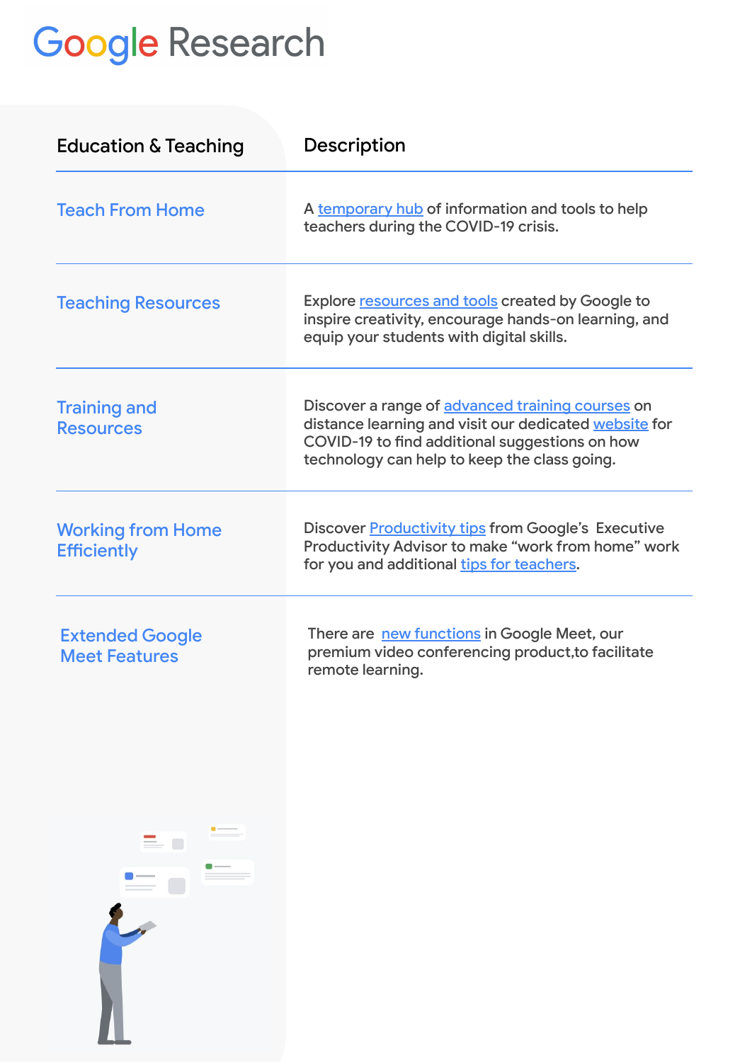# Google Research

| Education & Teaching | Description |
|---|---|
| Teach From Home | A temporary hub of information and tools to help teachers during the COVID-19 crisis. |
| Teaching Resources | Explore resources and tools created by Google to inspire creativity, encourage hands-on learning, and equip your students with digital skills. |
| Training and Resources | Discover a range of advanced training courses on distance learning and visit our dedicated website for COVID-19 to find additional suggestions on how technology can help to keep the class going. |
| Working from Home Efficiently | Discover Productivity tips from Google's Executive Productivity Advisor to make "work from home" work for you and additional tips for teachers. |
| Extended Google Meet Features | There are new functions in Google Meet, our premium video conferencing product,to facilitate remote learning. |